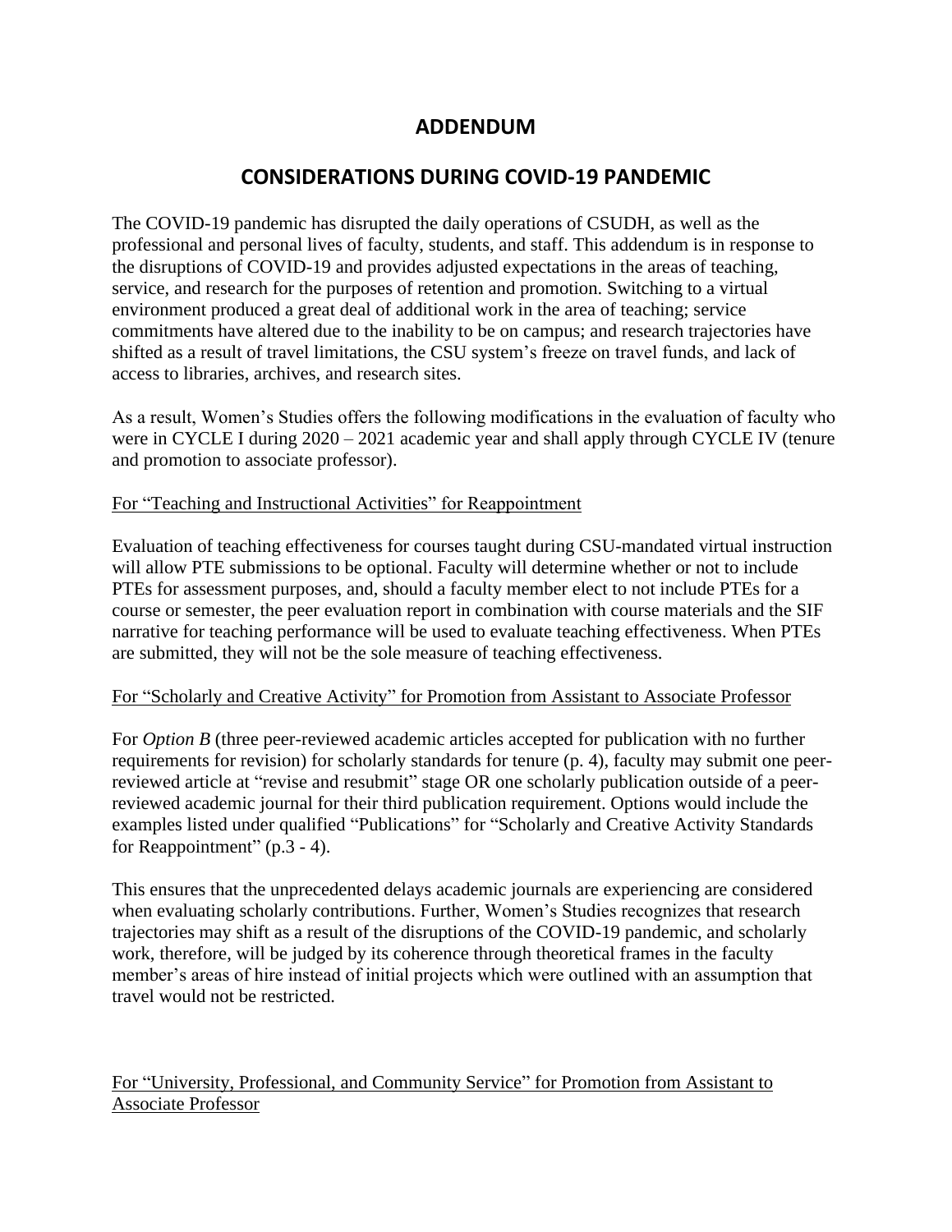# ADDENDUM

## CONSIDERATIONS DURING COVID-19 PANDEMIC

The COVID-19 pandemic has disrupted the daily operations of CSUDH, as well as the professional and personal lives of faculty, students, and staff. This addendum is in response to the disruptions of COVID-19 and provides adjusted expectations in the areas of teaching, service, and research for the purposes of retention and promotion. Switching to a virtual environment produced a great deal of additional work in the area of teaching; service commitments have altered due to the inability to be on campus; and research trajectories have shifted as a result of travel limitations, the CSU system's freeze on travel funds, and lack of access to libraries, archives, and research sites.

As a result, Women's Studies offers the following modifications in the evaluation of faculty who were in CYCLE I during 2020 – 2021 academic year and shall apply through CYCLE IV (tenure and promotion to associate professor).

<u>For "Teaching and Instructional Activities" for Reappointment</u>

Evaluation of teaching effectiveness for courses taught during CSU-mandated virtual instruction will allow PTE submissions to be optional. Faculty will determine whether or not to include PTEs for assessment purposes, and, should a faculty member elect to not include PTEs for a course or semester, the peer evaluation report in combination with course materials and the SIF narrative for teaching performance will be used to evaluate teaching effectiveness. When PTEs are submitted, they will not be the sole measure of teaching effectiveness.

<u>For "Scholarly and Creative Activity" for Promotion from Assistant to Associate Professor</u>

For *Option B* (three peer-reviewed academic articles accepted for publication with no further requirements for revision) for scholarly standards for tenure (p. 4), faculty may submit one peer-reviewed article at "revise and resubmit" stage OR one scholarly publication outside of a peer-reviewed academic journal for their third publication requirement. Options would include the examples listed under qualified "Publications" for "Scholarly and Creative Activity Standards for Reappointment" (p.3 - 4).

This ensures that the unprecedented delays academic journals are experiencing are considered when evaluating scholarly contributions. Further, Women's Studies recognizes that research trajectories may shift as a result of the disruptions of the COVID-19 pandemic, and scholarly work, therefore, will be judged by its coherence through theoretical frames in the faculty member's areas of hire instead of initial projects which were outlined with an assumption that travel would not be restricted.

<u>For "University, Professional, and Community Service" for Promotion from Assistant to Associate Professor</u>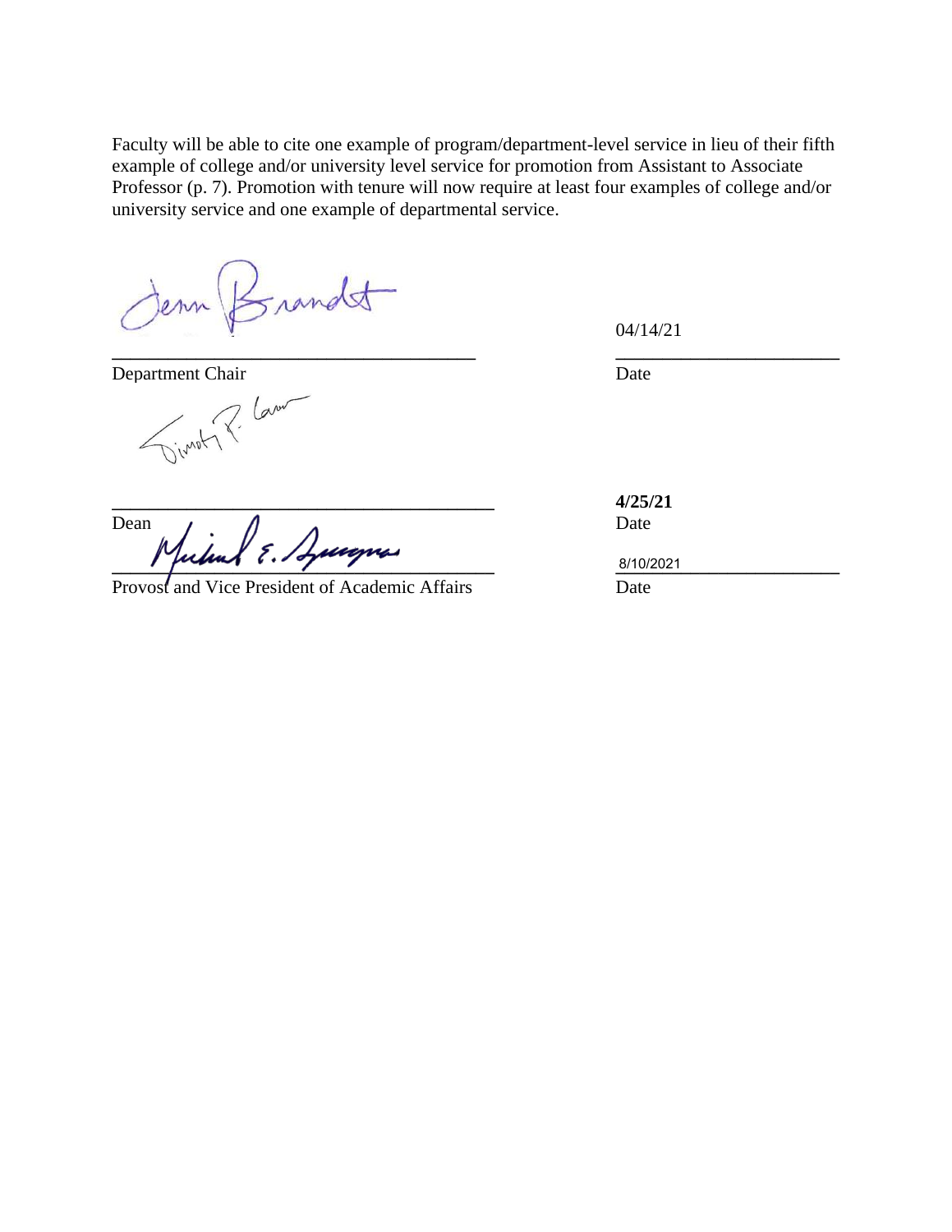Faculty will be able to cite one example of program/department-level service in lieu of their fifth example of college and/or university level service for promotion from Assistant to Associate Professor (p. 7). Promotion with tenure will now require at least four examples of college and/or university service and one example of departmental service.

\_\_\_\_\_\_\_\_\_\_\_\_\_\_\_\_\_\_\_\_\_\_\_\_\_\_\_\_\_\_\_\_\_\_\_\_\_\_ 04/14/21
Department Chair Date

\_\_\_\_\_\_\_\_\_\_\_\_\_\_\_\_\_\_\_\_\_\_\_\_\_\_\_\_\_\_\_\_\_\_\_\_\_\_ **4/25/21**
Dean Date

\_\_\_\_\_\_\_\_\_\_\_\_\_\_\_\_\_\_\_\_\_\_\_\_\_\_\_\_\_\_\_\_\_\_\_\_\_\_ 8/10/2021
Provost and Vice President of Academic Affairs Date